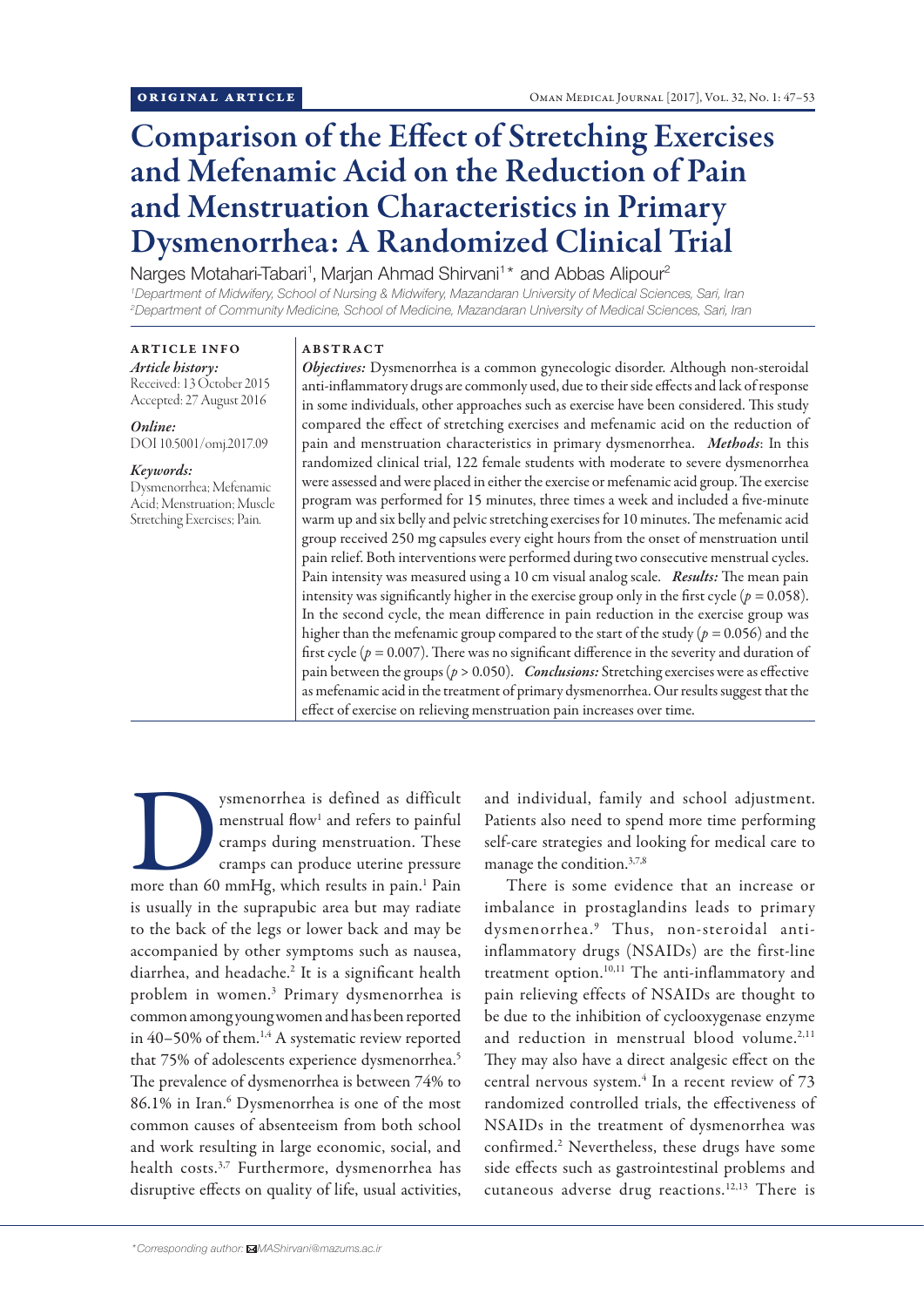ORIGINAL ARTICLE

# Comparison of the Effect of Stretching Exercises and Mefenamic Acid on the Reduction of Pain and Menstruation Characteristics in Primary Dysmenorrhea: A Randomized Clinical Trial

Narges Motahari-Tabari[1], Marjan Ahmad Shirvani[1]* and Abbas Alipour[2]

[1]Department of Midwifery, School of Nursing & Midwifery, Mazandaran University of Medical Sciences, Sari, Iran
[2]Department of Community Medicine, School of Medicine, Mazandaran University of Medical Sciences, Sari, Iran

**ARTICLE INFO**

*Article history:*
Received: 13 October 2015
Accepted: 27 August 2016

*Online:*
DOI 10.5001/omj.2017.09

*Keywords:*
Dysmenorrhea; Mefenamic Acid; Menstruation; Muscle Stretching Exercises; Pain.

**ABSTRACT**

***Objectives:*** Dysmenorrhea is a common gynecologic disorder. Although non-steroidal anti-inflammatory drugs are commonly used, due to their side effects and lack of response in some individuals, other approaches such as exercise have been considered. This study compared the effect of stretching exercises and mefenamic acid on the reduction of pain and menstruation characteristics in primary dysmenorrhea. ***Methods*:** In this randomized clinical trial, 122 female students with moderate to severe dysmenorrhea were assessed and were placed in either the exercise or mefenamic acid group. The exercise program was performed for 15 minutes, three times a week and included a five-minute warm up and six belly and pelvic stretching exercises for 10 minutes. The mefenamic acid group received 250 mg capsules every eight hours from the onset of menstruation until pain relief. Both interventions were performed during two consecutive menstrual cycles. Pain intensity was measured using a 10 cm visual analog scale. ***Results:*** The mean pain intensity was significantly higher in the exercise group only in the first cycle ($p = 0.058$). In the second cycle, the mean difference in pain reduction in the exercise group was higher than the mefenamic group compared to the start of the study ($p = 0.056$) and the first cycle ($p = 0.007$). There was no significant difference in the severity and duration of pain between the groups ($p > 0.050$). ***Conclusions:*** Stretching exercises were as effective as mefenamic acid in the treatment of primary dysmenorrhea. Our results suggest that the effect of exercise on relieving menstruation pain increases over time.

Dysmenorrhea is defined as difficult menstrual flow[1] and refers to painful cramps during menstruation. These cramps can produce uterine pressure more than 60 mmHg, which results in pain.[1] Pain is usually in the suprapubic area but may radiate to the back of the legs or lower back and may be accompanied by other symptoms such as nausea, diarrhea, and headache.[2] It is a significant health problem in women.[3] Primary dysmenorrhea is common among young women and has been reported in 40–50% of them.[1,4] A systematic review reported that 75% of adolescents experience dysmenorrhea.[5] The prevalence of dysmenorrhea is between 74% to 86.1% in Iran.[6] Dysmenorrhea is one of the most common causes of absenteeism from both school and work resulting in large economic, social, and health costs.[3,7] Furthermore, dysmenorrhea has disruptive effects on quality of life, usual activities, and individual, family and school adjustment. Patients also need to spend more time performing self-care strategies and looking for medical care to manage the condition.[3,7,8]

There is some evidence that an increase or imbalance in prostaglandins leads to primary dysmenorrhea.[9] Thus, non-steroidal anti-inflammatory drugs (NSAIDs) are the first-line treatment option.[10,11] The anti-inflammatory and pain relieving effects of NSAIDs are thought to be due to the inhibition of cyclooxygenase enzyme and reduction in menstrual blood volume.[2,11] They may also have a direct analgesic effect on the central nervous system.[4] In a recent review of 73 randomized controlled trials, the effectiveness of NSAIDs in the treatment of dysmenorrhea was confirmed.[2] Nevertheless, these drugs have some side effects such as gastrointestinal problems and cutaneous adverse drug reactions.[12,13] There is

*Corresponding author: MAShirvani@mazums.ac.ir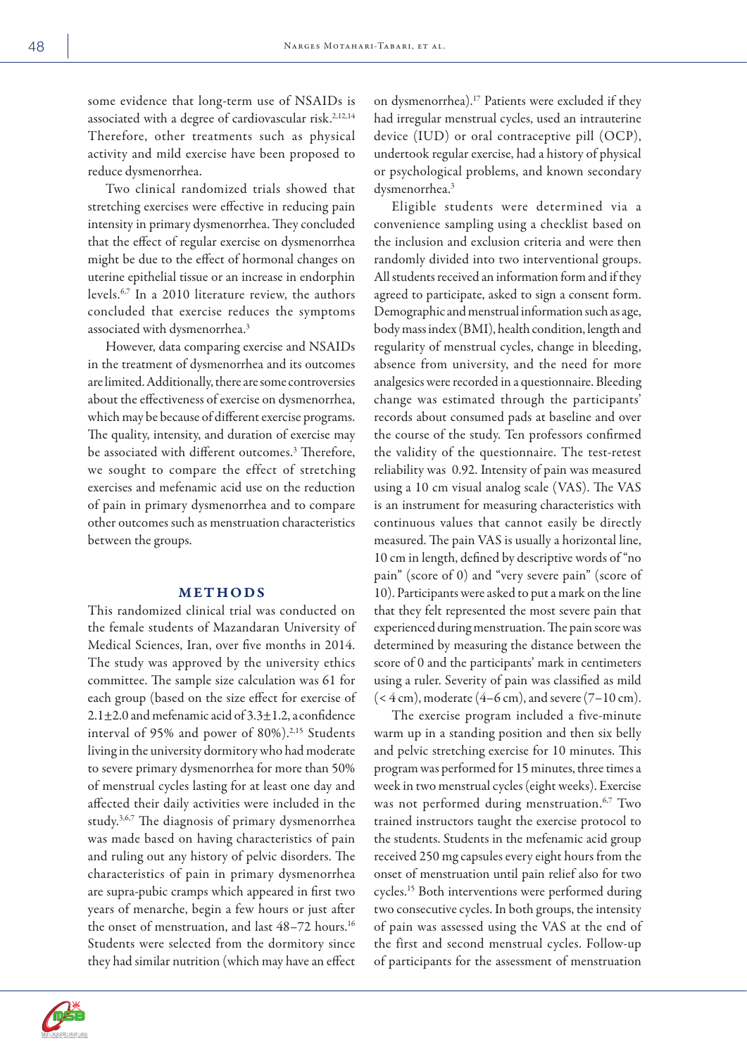some evidence that long-term use of NSAIDs is associated with a degree of cardiovascular risk.[2,12,14] Therefore, other treatments such as physical activity and mild exercise have been proposed to reduce dysmenorrhea.

Two clinical randomized trials showed that stretching exercises were effective in reducing pain intensity in primary dysmenorrhea. They concluded that the effect of regular exercise on dysmenorrhea might be due to the effect of hormonal changes on uterine epithelial tissue or an increase in endorphin levels.[6,7] In a 2010 literature review, the authors concluded that exercise reduces the symptoms associated with dysmenorrhea.[3]

However, data comparing exercise and NSAIDs in the treatment of dysmenorrhea and its outcomes are limited. Additionally, there are some controversies about the effectiveness of exercise on dysmenorrhea, which may be because of different exercise programs. The quality, intensity, and duration of exercise may be associated with different outcomes.[3] Therefore, we sought to compare the effect of stretching exercises and mefenamic acid use on the reduction of pain in primary dysmenorrhea and to compare other outcomes such as menstruation characteristics between the groups.

## METHODS

This randomized clinical trial was conducted on the female students of Mazandaran University of Medical Sciences, Iran, over five months in 2014. The study was approved by the university ethics committee. The sample size calculation was 61 for each group (based on the size effect for exercise of 2.1±2.0 and mefenamic acid of 3.3±1.2, a confidence interval of 95% and power of 80%).[2,15] Students living in the university dormitory who had moderate to severe primary dysmenorrhea for more than 50% of menstrual cycles lasting for at least one day and affected their daily activities were included in the study.[3,6,7] The diagnosis of primary dysmenorrhea was made based on having characteristics of pain and ruling out any history of pelvic disorders. The characteristics of pain in primary dysmenorrhea are supra-pubic cramps which appeared in first two years of menarche, begin a few hours or just after the onset of menstruation, and last 48–72 hours.[16] Students were selected from the dormitory since they had similar nutrition (which may have an effect on dysmenorrhea).[17] Patients were excluded if they had irregular menstrual cycles, used an intrauterine device (IUD) or oral contraceptive pill (OCP), undertook regular exercise, had a history of physical or psychological problems, and known secondary dysmenorrhea.[3]

Eligible students were determined via a convenience sampling using a checklist based on the inclusion and exclusion criteria and were then randomly divided into two interventional groups. All students received an information form and if they agreed to participate, asked to sign a consent form. Demographic and menstrual information such as age, body mass index (BMI), health condition, length and regularity of menstrual cycles, change in bleeding, absence from university, and the need for more analgesics were recorded in a questionnaire. Bleeding change was estimated through the participants' records about consumed pads at baseline and over the course of the study. Ten professors confirmed the validity of the questionnaire. The test-retest reliability was 0.92. Intensity of pain was measured using a 10 cm visual analog scale (VAS). The VAS is an instrument for measuring characteristics with continuous values that cannot easily be directly measured. The pain VAS is usually a horizontal line, 10 cm in length, defined by descriptive words of "no pain" (score of 0) and "very severe pain" (score of 10). Participants were asked to put a mark on the line that they felt represented the most severe pain that experienced during menstruation. The pain score was determined by measuring the distance between the score of 0 and the participants' mark in centimeters using a ruler. Severity of pain was classified as mild (< 4 cm), moderate (4–6 cm), and severe (7–10 cm).

The exercise program included a five-minute warm up in a standing position and then six belly and pelvic stretching exercise for 10 minutes. This program was performed for 15 minutes, three times a week in two menstrual cycles (eight weeks). Exercise was not performed during menstruation.[6,7] Two trained instructors taught the exercise protocol to the students. Students in the mefenamic acid group received 250 mg capsules every eight hours from the onset of menstruation until pain relief also for two cycles.[15] Both interventions were performed during two consecutive cycles. In both groups, the intensity of pain was assessed using the VAS at the end of the first and second menstrual cycles. Follow-up of participants for the assessment of menstruation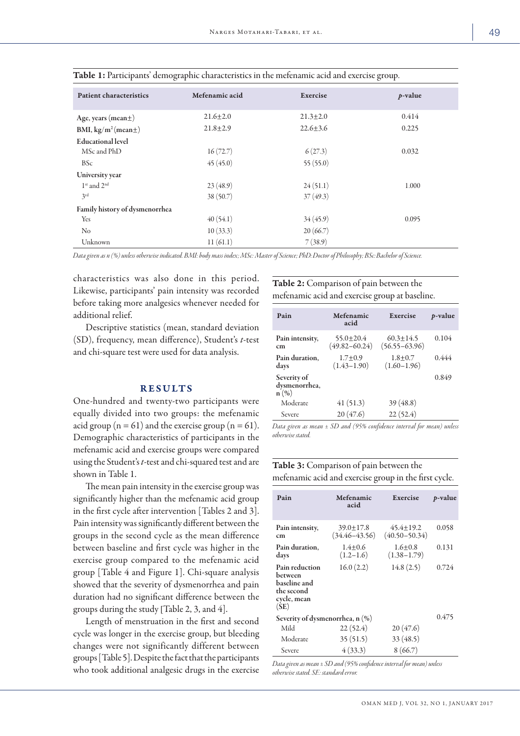**Table 1:** Participants' demographic characteristics in the mefenamic acid and exercise group.

| Patient characteristics | Mefenamic acid | Exercise | $p$-value |
|---|---|---|---|
| Age, years (mean±) | 21.6±2.0 | 21.3±2.0 | 0.414 |
| BMI, kg/m$^2$ (mean±) | 21.8±2.9 | 22.6±3.6 | 0.225 |
| Educational level | | | |
| MSc and PhD | 16 (72.7) | 6 (27.3) | 0.032 |
| BSc | 45 (45.0) | 55 (55.0) | |
| University year | | | |
| 1st and 2nd | 23 (48.9) | 24 (51.1) | 1.000 |
| 3rd | 38 (50.7) | 37 (49.3) | |
| Family history of dysmenorrhea | | | |
| Yes | 40 (54.1) | 34 (45.9) | 0.095 |
| No | 10 (33.3) | 20 (66.7) | |
| Unknown | 11 (61.1) | 7 (38.9) | |

*Data given as n (%) unless otherwise indicated. BMI: body mass index; MSc: Master of Science; PhD: Doctor of Philosophy; BSc: Bachelor of Science.*

characteristics was also done in this period. Likewise, participants' pain intensity was recorded before taking more analgesics whenever needed for additional relief.

Descriptive statistics (mean, standard deviation (SD), frequency, mean difference), Student's *t*-test and chi-square test were used for data analysis.

## RESULTS

One-hundred and twenty-two participants were equally divided into two groups: the mefenamic acid group (n = 61) and the exercise group (n = 61). Demographic characteristics of participants in the mefenamic acid and exercise groups were compared using the Student's *t*-test and chi-squared test and are shown in Table 1.

The mean pain intensity in the exercise group was significantly higher than the mefenamic acid group in the first cycle after intervention [Tables 2 and 3]. Pain intensity was significantly different between the groups in the second cycle as the mean difference between baseline and first cycle was higher in the exercise group compared to the mefenamic acid group [Table 4 and Figure 1]. Chi-square analysis showed that the severity of dysmenorrhea and pain duration had no significant difference between the groups during the study [Table 2, 3, and 4].

Length of menstruation in the first and second cycle was longer in the exercise group, but bleeding changes were not significantly different between groups [Table 5]. Despite the fact that the participants who took additional analgesic drugs in the exercise

**Table 2:** Comparison of pain between the mefenamic acid and exercise group at baseline.

| Pain | Mefenamic acid | Exercise | $p$-value |
|---|---|---|---|
| Pain intensity, cm | 55.0±20.4 (49.82–60.24) | 60.3±14.5 (56.55–63.96) | 0.104 |
| Pain duration, days | 1.7±0.9 (1.43–1.90) | 1.8±0.7 (1.60–1.96) | 0.444 |
| Severity of dysmenorrhea, n (%) | | | 0.849 |
| Moderate | 41 (51.3) | 39 (48.8) | |
| Severe | 20 (47.6) | 22 (52.4) | |

*Data given as mean ± SD and (95% confidence interval for mean) unless otherwise stated.*

**Table 3:** Comparison of pain between the mefenamic acid and exercise group in the first cycle.

| Pain | Mefenamic acid | Exercise | $p$-value |
|---|---|---|---|
| Pain intensity, cm | 39.0±17.8 (34.46–43.56) | 45.4±19.2 (40.50–50.34) | 0.058 |
| Pain duration, days | 1.4±0.6 (1.2–1.6) | 1.6±0.8 (1.38–1.79) | 0.131 |
| Pain reduction between baseline and the second cycle, mean (SE) | 16.0 (2.2) | 14.8 (2.5) | 0.724 |
| Severity of dysmenorrhea, n (%) | | | 0.475 |
| Mild | 22 (52.4) | 20 (47.6) | |
| Moderate | 35 (51.5) | 33 (48.5) | |
| Severe | 4 (33.3) | 8 (66.7) | |

*Data given as mean ± SD and (95% confidence interval for mean) unless otherwise stated. SE: standard error.*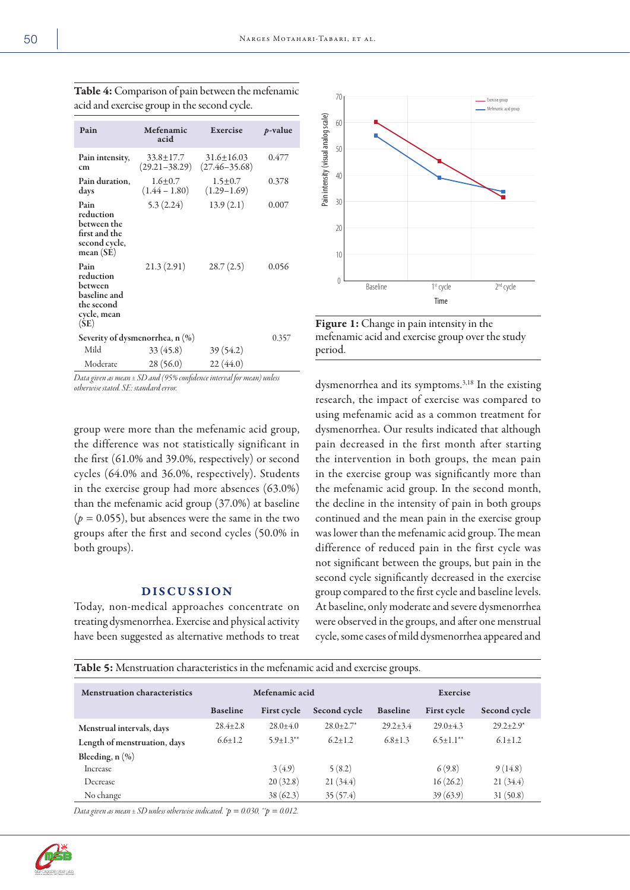**Table 4:** Comparison of pain between the mefenamic acid and exercise group in the second cycle.

| Pain | Mefenamic acid | Exercise | *p*-value |
|---|---|---|---|
| Pain intensity, cm | 33.8±17.7 (29.21–38.29) | 31.6±16.03 (27.46–35.68) | 0.477 |
| Pain duration, days | 1.6±0.7 (1.44 – 1.80) | 1.5±0.7 (1.29–1.69) | 0.378 |
| Pain reduction between the first and the second cycle, mean (SE) | 5.3 (2.24) | 13.9 (2.1) | 0.007 |
| Pain reduction between baseline and the second cycle, mean (SE) | 21.3 (2.91) | 28.7 (2.5) | 0.056 |
| Severity of dysmenorrhea, n (%) | | | 0.357 |
| Mild | 33 (45.8) | 39 (54.2) | |
| Moderate | 28 (56.0) | 22 (44.0) | |

*Data given as mean ± SD and (95% confidence interval for mean) unless otherwise stated. SE: standard error.*

group were more than the mefenamic acid group, the difference was not statistically significant in the first (61.0% and 39.0%, respectively) or second cycles (64.0% and 36.0%, respectively). Students in the exercise group had more absences (63.0%) than the mefenamic acid group (37.0%) at baseline ($p = 0.055$), but absences were the same in the two groups after the first and second cycles (50.0% in both groups).

## DISCUSSION

Today, non-medical approaches concentrate on treating dysmenorrhea. Exercise and physical activity have been suggested as alternative methods to treat

**Figure 1:** Change in pain intensity in the mefenamic acid and exercise group over the study period.

dysmenorrhea and its symptoms.[3,18] In the existing research, the impact of exercise was compared to using mefenamic acid as a common treatment for dysmenorrhea. Our results indicated that although pain decreased in the first month after starting the intervention in both groups, the mean pain in the exercise group was significantly more than the mefenamic acid group. In the second month, the decline in the intensity of pain in both groups continued and the mean pain in the exercise group was lower than the mefenamic acid group. The mean difference of reduced pain in the first cycle was not significant between the groups, but pain in the second cycle significantly decreased in the exercise group compared to the first cycle and baseline levels. At baseline, only moderate and severe dysmenorrhea were observed in the groups, and after one menstrual cycle, some cases of mild dysmenorrhea appeared and

**Table 5:** Menstruation characteristics in the mefenamic acid and exercise groups.

| Menstruation characteristics | Mefenamic acid | | | Exercise | | |
|---|---|---|---|---|---|---|
| | Baseline | First cycle | Second cycle | Baseline | First cycle | Second cycle |
| Menstrual intervals, days | 28.4±2.8 | 28.0±4.0 | 28.0±2.7* | 29.2±3.4 | 29.0±4.3 | 29.2±2.9* |
| Length of menstruation, days | 6.6±1.2 | 5.9±1.3** | 6.2±1.2 | 6.8±1.3 | 6.5±1.1** | 6.1±1.2 |
| Bleeding, n (%) | | | | | | |
| Increase | | 3 (4.9) | 5 (8.2) | | 6 (9.8) | 9 (14.8) |
| Decrease | | 20 (32.8) | 21 (34.4) | | 16 (26.2) | 21 (34.4) |
| No change | | 38 (62.3) | 35 (57.4) | | 39 (63.9) | 31 (50.8) |

*Data given as mean ± SD unless otherwise indicated. *p = 0.030. **p = 0.012.*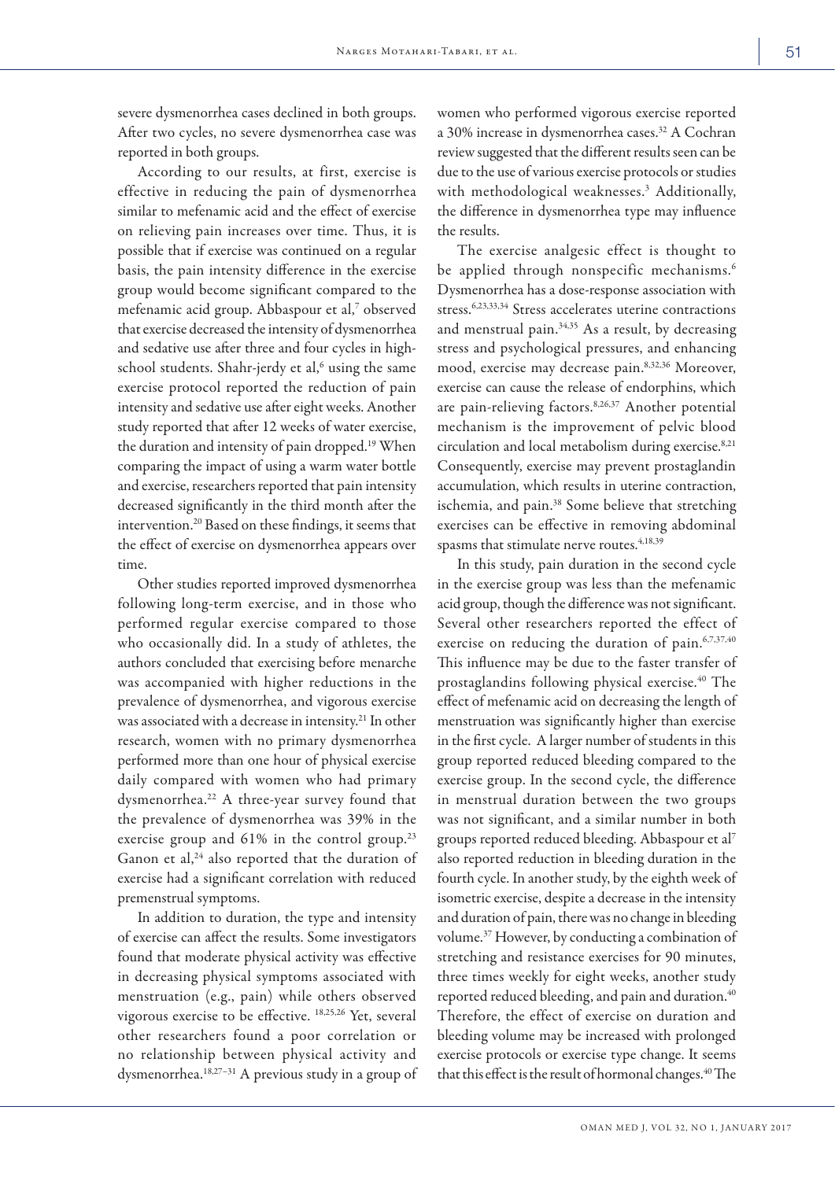severe dysmenorrhea cases declined in both groups. After two cycles, no severe dysmenorrhea case was reported in both groups.

According to our results, at first, exercise is effective in reducing the pain of dysmenorrhea similar to mefenamic acid and the effect of exercise on relieving pain increases over time. Thus, it is possible that if exercise was continued on a regular basis, the pain intensity difference in the exercise group would become significant compared to the mefenamic acid group. Abbaspour et al,[7] observed that exercise decreased the intensity of dysmenorrhea and sedative use after three and four cycles in high-school students. Shahr-jerdy et al,[6] using the same exercise protocol reported the reduction of pain intensity and sedative use after eight weeks. Another study reported that after 12 weeks of water exercise, the duration and intensity of pain dropped.[19] When comparing the impact of using a warm water bottle and exercise, researchers reported that pain intensity decreased significantly in the third month after the intervention.[20] Based on these findings, it seems that the effect of exercise on dysmenorrhea appears over time.

Other studies reported improved dysmenorrhea following long-term exercise, and in those who performed regular exercise compared to those who occasionally did. In a study of athletes, the authors concluded that exercising before menarche was accompanied with higher reductions in the prevalence of dysmenorrhea, and vigorous exercise was associated with a decrease in intensity.[21] In other research, women with no primary dysmenorrhea performed more than one hour of physical exercise daily compared with women who had primary dysmenorrhea.[22] A three-year survey found that the prevalence of dysmenorrhea was 39% in the exercise group and 61% in the control group.[23] Ganon et al,[24] also reported that the duration of exercise had a significant correlation with reduced premenstrual symptoms.

In addition to duration, the type and intensity of exercise can affect the results. Some investigators found that moderate physical activity was effective in decreasing physical symptoms associated with menstruation (e.g., pain) while others observed vigorous exercise to be effective. [18,25,26] Yet, several other researchers found a poor correlation or no relationship between physical activity and dysmenorrhea.[18,27–31] A previous study in a group of women who performed vigorous exercise reported a 30% increase in dysmenorrhea cases.[32] A Cochran review suggested that the different results seen can be due to the use of various exercise protocols or studies with methodological weaknesses.[3] Additionally, the difference in dysmenorrhea type may influence the results.

The exercise analgesic effect is thought to be applied through nonspecific mechanisms.[6] Dysmenorrhea has a dose-response association with stress.[6,23,33,34] Stress accelerates uterine contractions and menstrual pain.[34,35] As a result, by decreasing stress and psychological pressures, and enhancing mood, exercise may decrease pain.[8,32,36] Moreover, exercise can cause the release of endorphins, which are pain-relieving factors.[8,26,37] Another potential mechanism is the improvement of pelvic blood circulation and local metabolism during exercise.[8,21] Consequently, exercise may prevent prostaglandin accumulation, which results in uterine contraction, ischemia, and pain.[38] Some believe that stretching exercises can be effective in removing abdominal spasms that stimulate nerve routes.[4,18,39]

In this study, pain duration in the second cycle in the exercise group was less than the mefenamic acid group, though the difference was not significant. Several other researchers reported the effect of exercise on reducing the duration of pain.[6,7,37,40] This influence may be due to the faster transfer of prostaglandins following physical exercise.[40] The effect of mefenamic acid on decreasing the length of menstruation was significantly higher than exercise in the first cycle. A larger number of students in this group reported reduced bleeding compared to the exercise group. In the second cycle, the difference in menstrual duration between the two groups was not significant, and a similar number in both groups reported reduced bleeding. Abbaspour et al[7] also reported reduction in bleeding duration in the fourth cycle. In another study, by the eighth week of isometric exercise, despite a decrease in the intensity and duration of pain, there was no change in bleeding volume.[37] However, by conducting a combination of stretching and resistance exercises for 90 minutes, three times weekly for eight weeks, another study reported reduced bleeding, and pain and duration.[40] Therefore, the effect of exercise on duration and bleeding volume may be increased with prolonged exercise protocols or exercise type change. It seems that this effect is the result of hormonal changes.[40] The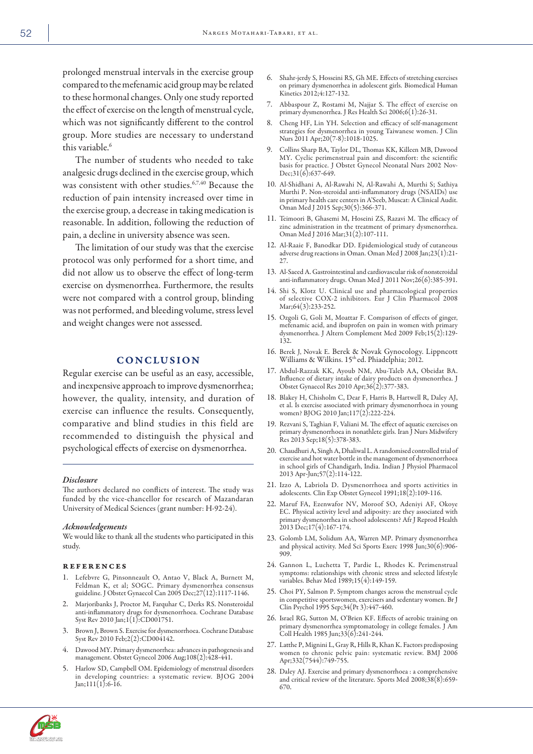prolonged menstrual intervals in the exercise group compared to the mefenamic acid group may be related to these hormonal changes. Only one study reported the effect of exercise on the length of menstrual cycle, which was not significantly different to the control group. More studies are necessary to understand this variable.[6]

The number of students who needed to take analgesic drugs declined in the exercise group, which was consistent with other studies.[6,7,40] Because the reduction of pain intensity increased over time in the exercise group, a decrease in taking medication is reasonable. In addition, following the reduction of pain, a decline in university absence was seen.

The limitation of our study was that the exercise protocol was only performed for a short time, and did not allow us to observe the effect of long-term exercise on dysmenorrhea. Furthermore, the results were not compared with a control group, blinding was not performed, and bleeding volume, stress level and weight changes were not assessed.

## CONCLUSION

Regular exercise can be useful as an easy, accessible, and inexpensive approach to improve dysmenorrhea; however, the quality, intensity, and duration of exercise can influence the results. Consequently, comparative and blind studies in this field are recommended to distinguish the physical and psychological effects of exercise on dysmenorrhea.

### *Disclosure*

The authors declared no conflicts of interest. The study was funded by the vice-chancellor for research of Mazandaran University of Medical Sciences (grant number: H-92-24).

### *Acknowledgements*

We would like to thank all the students who participated in this study.

### REFERENCES

1. Lefebvre G, Pinsonneault O, Antao V, Black A, Burnett M, Feldman K, et al; SOGC. Primary dysmenorrhea consensus guideline. J Obstet Gynaecol Can 2005 Dec;27(12):1117-1146.
2. Marjoribanks J, Proctor M, Farquhar C, Derks RS. Nonsteroidal anti-inflammatory drugs for dysmenorrhoea. Cochrane Database Syst Rev 2010 Jan;1(1):CD001751.
3. Brown J, Brown S. Exercise for dysmenorrhoea. Cochrane Database Syst Rev 2010 Feb;2(2):CD004142.
4. Dawood MY. Primary dysmenorrhea: advances in pathogenesis and management. Obstet Gynecol 2006 Aug;108(2):428-441.
5. Harlow SD, Campbell OM. Epidemiology of menstrual disorders in developing countries: a systematic review. BJOG 2004 Jan;111(1):6-16.
6. Shahr-jerdy S, Hosseini RS, Gh ME. Effects of stretching exercises on primary dysmenorrhea in adolescent girls. Biomedical Human Kinetics 2012;4:127-132.
7. Abbaspour Z, Rostami M, Najjar S. The effect of exercise on primary dysmenorrhea. J Res Health Sci 2006;6(1):26-31.
8. Cheng HF, Lin YH. Selection and efficacy of self-management strategies for dysmenorrhea in young Taiwanese women. J Clin Nurs 2011 Apr;20(7-8):1018-1025.
9. Collins Sharp BA, Taylor DL, Thomas KK, Killeen MB, Dawood MY. Cyclic perimenstrual pain and discomfort: the scientific basis for practice. J Obstet Gynecol Neonatal Nurs 2002 Nov-Dec;31(6):637-649.
10. Al-Shidhani A, Al-Rawahi N, Al-Rawahi A, Murthi S; Sathiya Murthi P. Non-steroidal anti-inflammatory drugs (NSAIDs) use in primary health care centers in A'Seeb, Muscat: A Clinical Audit. Oman Med J 2015 Sep;30(5):366-371.
11. Teimoori B, Ghasemi M, Hoseini ZS, Razavi M. The efficacy of zinc administration in the treatment of primary dysmenorrhea. Oman Med J 2016 Mar;31(2):107-111.
12. Al-Raaie F, Banodkar DD. Epidemiological study of cutaneous adverse drug reactions in Oman. Oman Med J 2008 Jan;23(1):21-27.
13. Al-Saeed A. Gastrointestinal and cardiovascular risk of nonsteroidal anti-inflammatory drugs. Oman Med J 2011 Nov;26(6):385-391.
14. Shi S, Klotz U. Clinical use and pharmacological properties of selective COX-2 inhibitors. Eur J Clin Pharmacol 2008 Mar;64(3):233-252.
15. Ozgoli G, Goli M, Moattar F. Comparison of effects of ginger, mefenamic acid, and ibuprofen on pain in women with primary dysmenorrhea. J Altern Complement Med 2009 Feb;15(2):129-132.
16. Berek J, Novak E. Berek & Novak Gynocology. Lippncott Williams & Wilkins. 15th ed. Phiadelphia; 2012.
17. Abdul-Razzak KK, Ayoub NM, Abu-Taleb AA, Obeidat BA. Influence of dietary intake of dairy products on dysmenorrhea. J Obstet Gynaecol Res 2010 Apr;36(2):377-383.
18. Blakey H, Chisholm C, Dear F, Harris B, Hartwell R, Daley AJ, et al. Is exercise associated with primary dysmenorrhoea in young women? BJOG 2010 Jan;117(2):222-224.
19. Rezvani S, Taghian F, Valiani M. The effect of aquatic exercises on primary dysmenorrhoea in nonathlete girls. Iran J Nurs Midwifery Res 2013 Sep;18(5):378-383.
20. Chaudhuri A, Singh A, Dhaliwal L. A randomised controlled trial of exercise and hot water bottle in the management of dysmenorrhoea in school girls of Chandigarh, India. Indian J Physiol Pharmacol 2013 Apr-Jun;57(2):114-122.
21. Izzo A, Labriola D. Dysmenorrhoea and sports activities in adolescents. Clin Exp Obstet Gynecol 1991;18(2):109-116.
22. Maruf FA, Ezenwafor NV, Moroof SO, Adeniyi AF, Okoye EC. Physical activity level and adiposity: are they associated with primary dysmenorrhea in school adolescents? Afr J Reprod Health 2013 Dec;17(4):167-174.
23. Golomb LM, Solidum AA, Warren MP. Primary dysmenorrhea and physical activity. Med Sci Sports Exerc 1998 Jun;30(6):906-909.
24. Gannon L, Luchetta T, Pardie L, Rhodes K. Perimenstrual symptoms: relationships with chronic stress and selected lifestyle variables. Behav Med 1989;15(4):149-159.
25. Choi PY, Salmon P. Symptom changes across the menstrual cycle in competitive sportswomen, exercisers and sedentary women. Br J Clin Psychol 1995 Sep;34(Pt 3):447-460.
26. Israel RG, Sutton M, O'Brien KF. Effects of aerobic training on primary dysmenorrhea symptomatology in college females. J Am Coll Health 1985 Jun;33(6):241-244.
27. Latthe P, Mignini L, Gray R, Hills R, Khan K. Factors predisposing women to chronic pelvic pain: systematic review. BMJ 2006 Apr;332(7544):749-755.
28. Daley AJ. Exercise and primary dysmenorrhoea : a comprehensive and critical review of the literature. Sports Med 2008;38(8):659-670.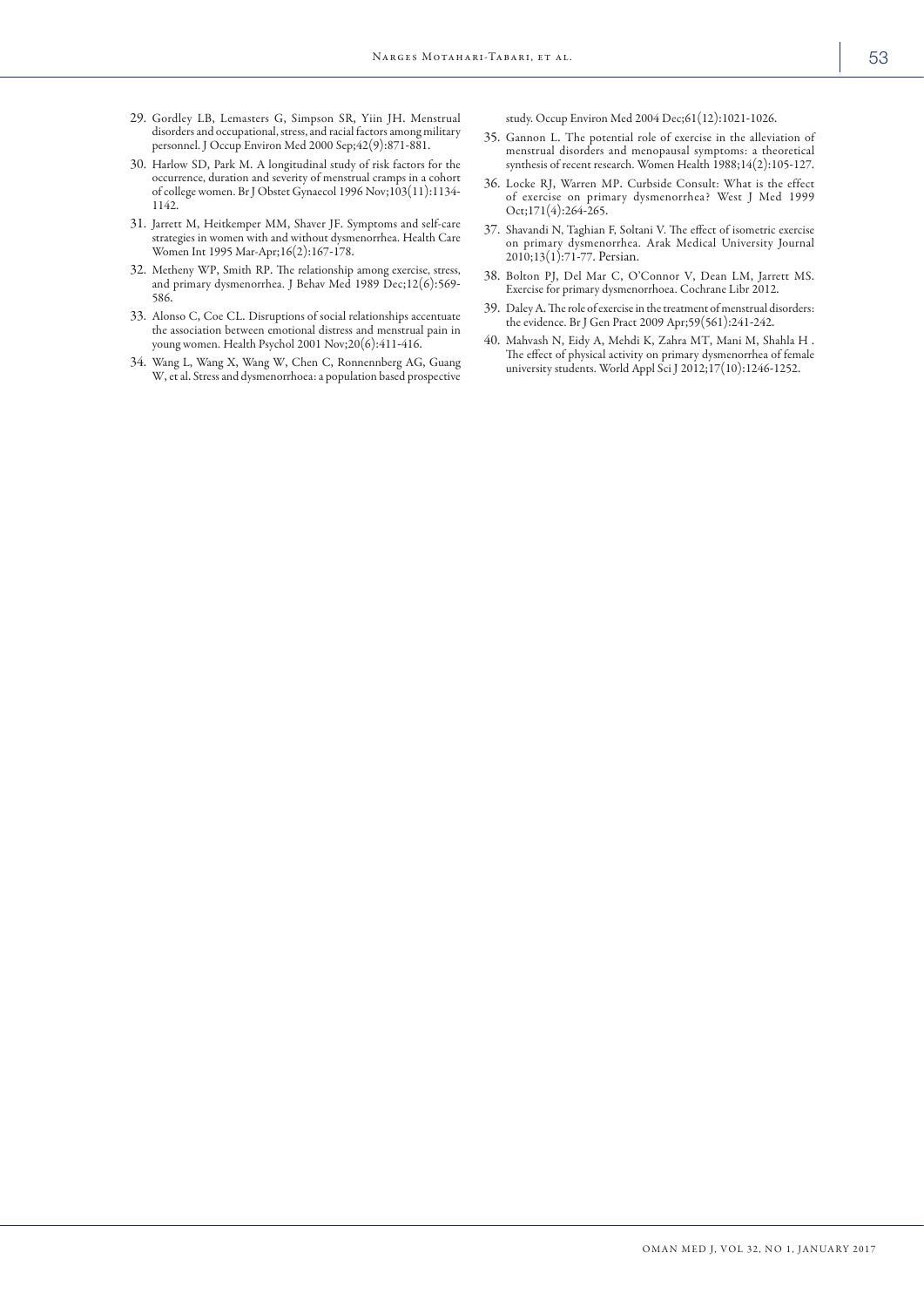29. Gordley LB, Lemasters G, Simpson SR, Yiin JH. Menstrual disorders and occupational, stress, and racial factors among military personnel. J Occup Environ Med 2000 Sep;42(9):871-881.
30. Harlow SD, Park M. A longitudinal study of risk factors for the occurrence, duration and severity of menstrual cramps in a cohort of college women. Br J Obstet Gynaecol 1996 Nov;103(11):1134-1142.
31. Jarrett M, Heitkemper MM, Shaver JF. Symptoms and self-care strategies in women with and without dysmenorrhea. Health Care Women Int 1995 Mar-Apr;16(2):167-178.
32. Metheny WP, Smith RP. The relationship among exercise, stress, and primary dysmenorrhea. J Behav Med 1989 Dec;12(6):569-586.
33. Alonso C, Coe CL. Disruptions of social relationships accentuate the association between emotional distress and menstrual pain in young women. Health Psychol 2001 Nov;20(6):411-416.
34. Wang L, Wang X, Wang W, Chen C, Ronnennberg AG, Guang W, et al. Stress and dysmenorrhoea: a population based prospective study. Occup Environ Med 2004 Dec;61(12):1021-1026.
35. Gannon L. The potential role of exercise in the alleviation of menstrual disorders and menopausal symptoms: a theoretical synthesis of recent research. Women Health 1988;14(2):105-127.
36. Locke RJ, Warren MP. Curbside Consult: What is the effect of exercise on primary dysmenorrhea? West J Med 1999 Oct;171(4):264-265.
37. Shavandi N, Taghian F, Soltani V. The effect of isometric exercise on primary dysmenorrhea. Arak Medical University Journal 2010;13(1):71-77. Persian.
38. Bolton PJ, Del Mar C, O'Connor V, Dean LM, Jarrett MS. Exercise for primary dysmenorrhoea. Cochrane Libr 2012.
39. Daley A. The role of exercise in the treatment of menstrual disorders: the evidence. Br J Gen Pract 2009 Apr;59(561):241-242.
40. Mahvash N, Eidy A, Mehdi K, Zahra MT, Mani M, Shahla H . The effect of physical activity on primary dysmenorrhea of female university students. World Appl Sci J 2012;17(10):1246-1252.